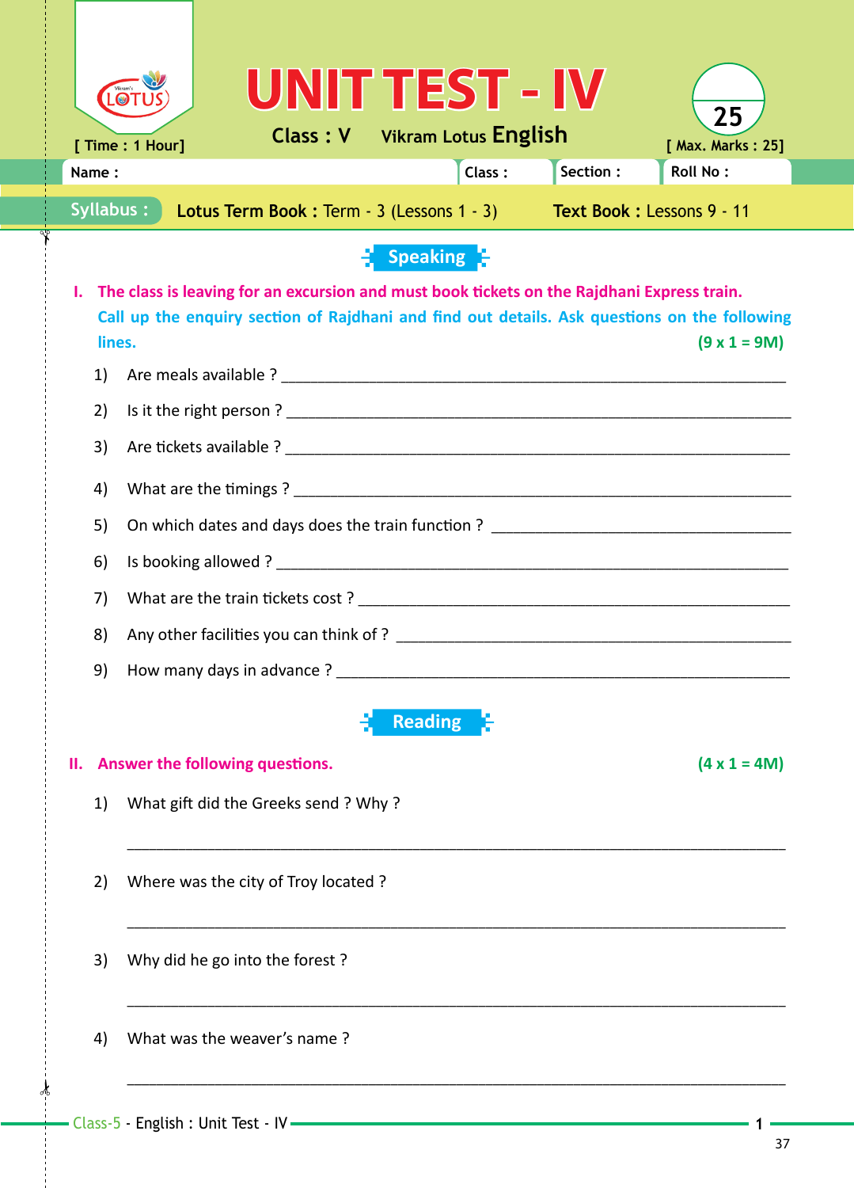# UNIT TEST - IV

**Class : V** Vikram Lotus **English**

[ Time : 1 Hour] [ Max. Marks : 25]

25

| Name : | Class : | Section : | Roll No : |
|---|---|---|---|

**Syllabus :** **Lotus Term Book :** Term - 3 (Lessons 1 - 3) **Text Book :** Lessons 9 - 11

## Speaking

**I. The class is leaving for an excursion and must book tickets on the Rajdhani Express train. Call up the enquiry section of Rajdhani and find out details. Ask questions on the following lines.** **(9 x 1 = 9M)**

1) Are meals available ? ____________________
2) Is it the right person ? ____________________
3) Are tickets available ? ____________________
4) What are the timings ? ____________________
5) On which dates and days does the train function ? ____________________
6) Is booking allowed ? ____________________
7) What are the train tickets cost ? ____________________
8) Any other facilities you can think of ? ____________________
9) How many days in advance ? ____________________

## Reading

**II. Answer the following questions.** **(4 x 1 = 4M)**

1) What gift did the Greeks send ? Why ?

____________________

2) Where was the city of Troy located ?

____________________

3) Why did he go into the forest ?

____________________

4) What was the weaver's name ?

____________________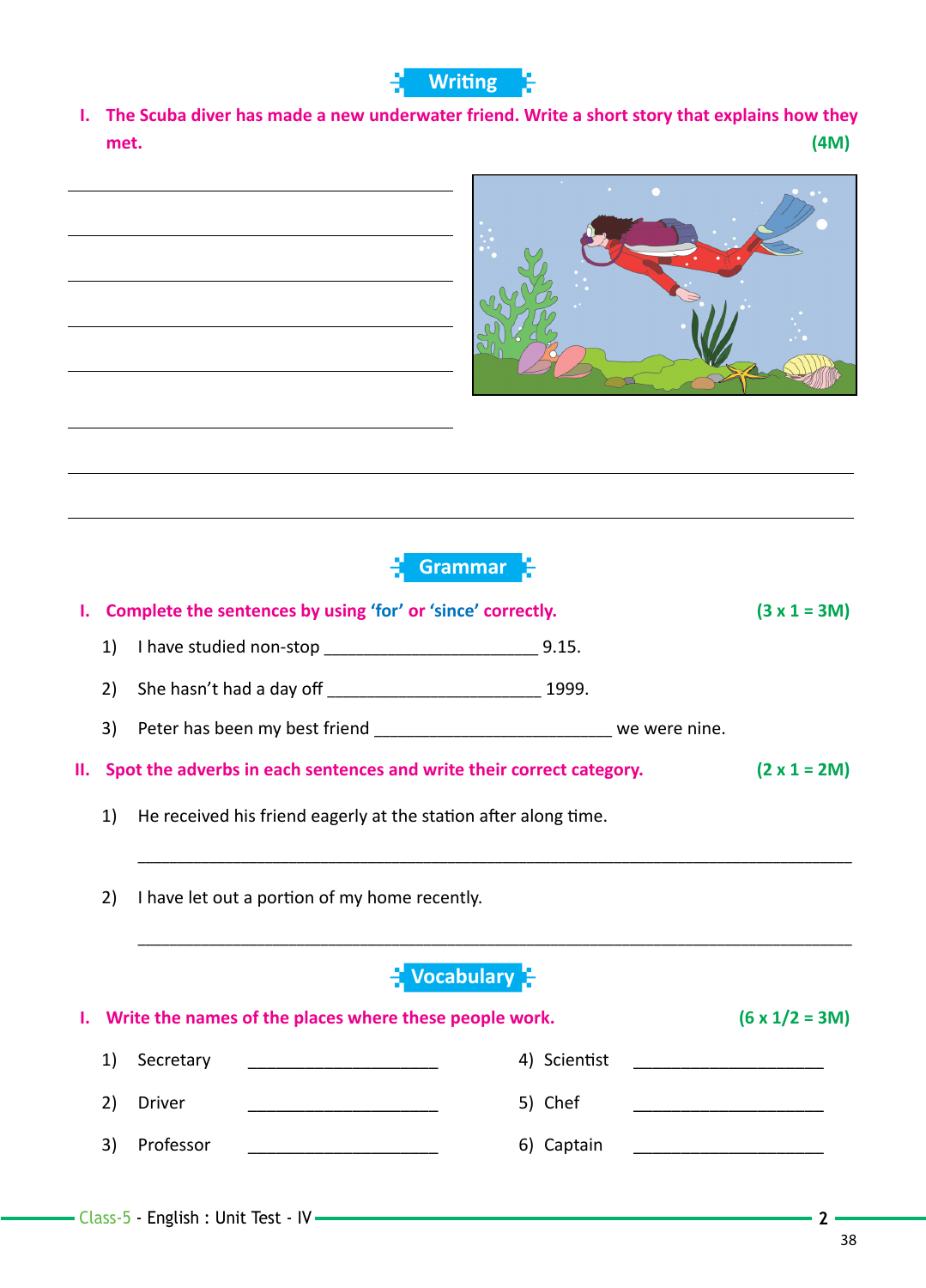## Writing

**I. The Scuba diver has made a new underwater friend. Write a short story that explains how they met.** **(4M)**

______________________________________

______________________________________

______________________________________

______________________________________

______________________________________

______________________________________

______________________________________________________________________________

______________________________________________________________________________

## Grammar

**I. Complete the sentences by using 'for' or 'since' correctly.** **(3 x 1 = 3M)**

1) I have studied non-stop ______________________ 9.15.

2) She hasn't had a day off ______________________ 1999.

3) Peter has been my best friend ________________________ we were nine.

**II. Spot the adverbs in each sentences and write their correct category.** **(2 x 1 = 2M)**

1) He received his friend eagerly at the station after along time.

______________________________________________________________________________

2) I have let out a portion of my home recently.

______________________________________________________________________________

## Vocabulary

**I. Write the names of the places where these people work.** **(6 x 1/2 = 3M)**

1) Secretary ____________________

2) Driver ____________________

3) Professor ____________________

4) Scientist ____________________

5) Chef ____________________

6) Captain ____________________